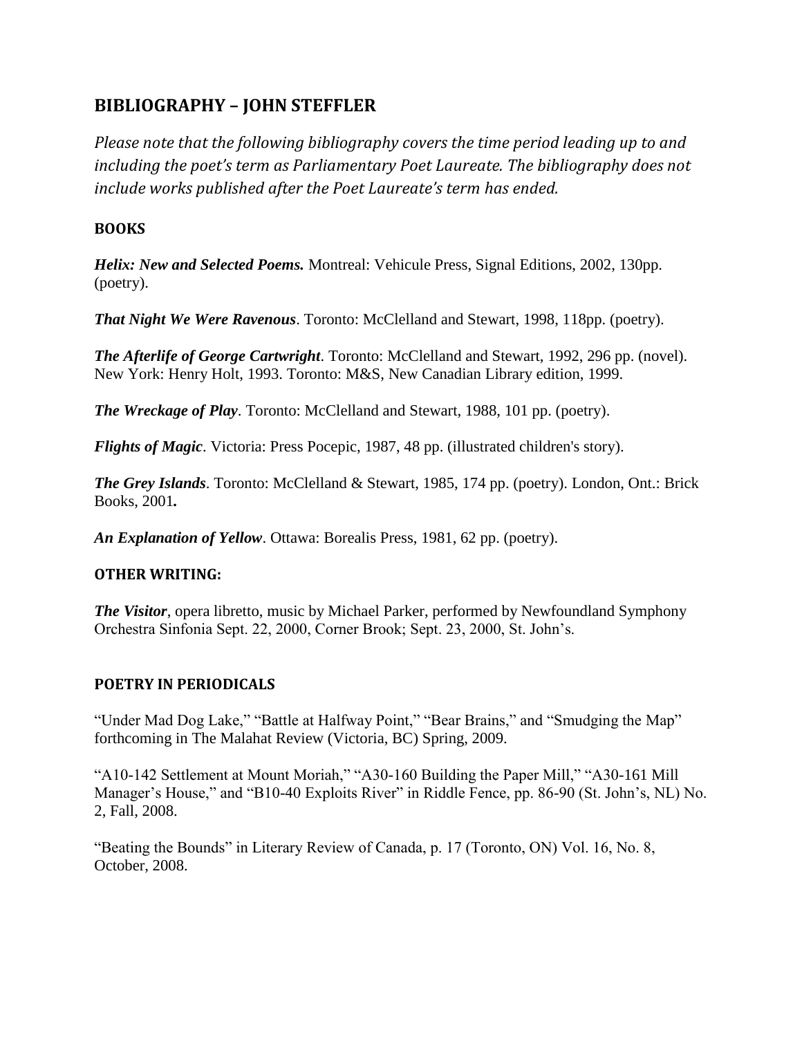## BIBLIOGRAPHY – JOHN STEFFLER

*Please note that the following bibliography covers the time period leading up to and including the poet's term as Parliamentary Poet Laureate. The bibliography does not include works published after the Poet Laureate's term has ended.*

### BOOKS

***Helix: New and Selected Poems.*** Montreal: Vehicule Press, Signal Editions, 2002, 130pp. (poetry).

***That Night We Were Ravenous***. Toronto: McClelland and Stewart, 1998, 118pp. (poetry).

***The Afterlife of George Cartwright***. Toronto: McClelland and Stewart, 1992, 296 pp. (novel). New York: Henry Holt, 1993. Toronto: M&S, New Canadian Library edition, 1999.

***The Wreckage of Play***. Toronto: McClelland and Stewart, 1988, 101 pp. (poetry).

***Flights of Magic***. Victoria: Press Pocepic, 1987, 48 pp. (illustrated children's story).

***The Grey Islands***. Toronto: McClelland & Stewart, 1985, 174 pp. (poetry). London, Ont.: Brick Books, 2001**.**

***An Explanation of Yellow***. Ottawa: Borealis Press, 1981, 62 pp. (poetry).

### OTHER WRITING:

***The Visitor***, opera libretto, music by Michael Parker, performed by Newfoundland Symphony Orchestra Sinfonia Sept. 22, 2000, Corner Brook; Sept. 23, 2000, St. John's.

### POETRY IN PERIODICALS

"Under Mad Dog Lake," "Battle at Halfway Point," "Bear Brains," and "Smudging the Map" forthcoming in The Malahat Review (Victoria, BC) Spring, 2009.

"A10-142 Settlement at Mount Moriah," "A30-160 Building the Paper Mill," "A30-161 Mill Manager's House," and "B10-40 Exploits River" in Riddle Fence, pp. 86-90 (St. John's, NL) No. 2, Fall, 2008.

"Beating the Bounds" in Literary Review of Canada, p. 17 (Toronto, ON) Vol. 16, No. 8, October, 2008.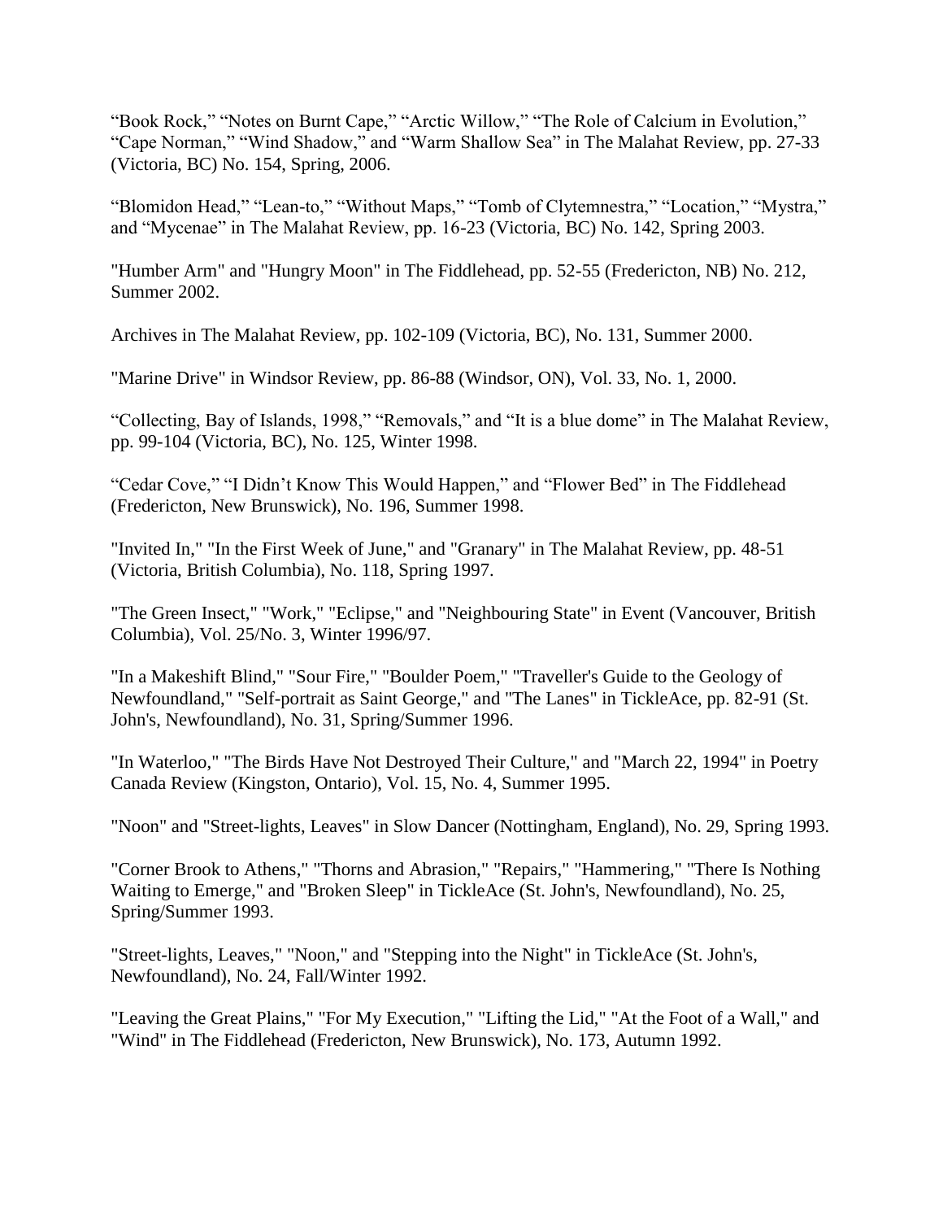“Book Rock,” “Notes on Burnt Cape,” “Arctic Willow,” “The Role of Calcium in Evolution,” “Cape Norman,” “Wind Shadow,” and “Warm Shallow Sea” in The Malahat Review, pp. 27-33 (Victoria, BC) No. 154, Spring, 2006.

“Blomidon Head,” “Lean-to,” “Without Maps,” “Tomb of Clytemnestra,” “Location,” “Mystra,” and “Mycenae” in The Malahat Review, pp. 16-23 (Victoria, BC) No. 142, Spring 2003.

"Humber Arm" and "Hungry Moon" in The Fiddlehead, pp. 52-55 (Fredericton, NB) No. 212, Summer 2002.

Archives in The Malahat Review, pp. 102-109 (Victoria, BC), No. 131, Summer 2000.

"Marine Drive" in Windsor Review, pp. 86-88 (Windsor, ON), Vol. 33, No. 1, 2000.

“Collecting, Bay of Islands, 1998,” “Removals,” and “It is a blue dome” in The Malahat Review, pp. 99-104 (Victoria, BC), No. 125, Winter 1998.

“Cedar Cove,” “I Didn’t Know This Would Happen,” and “Flower Bed” in The Fiddlehead (Fredericton, New Brunswick), No. 196, Summer 1998.

"Invited In," "In the First Week of June," and "Granary" in The Malahat Review, pp. 48-51 (Victoria, British Columbia), No. 118, Spring 1997.

"The Green Insect," "Work," "Eclipse," and "Neighbouring State" in Event (Vancouver, British Columbia), Vol. 25/No. 3, Winter 1996/97.

"In a Makeshift Blind," "Sour Fire," "Boulder Poem," "Traveller's Guide to the Geology of Newfoundland," "Self-portrait as Saint George," and "The Lanes" in TickleAce, pp. 82-91 (St. John's, Newfoundland), No. 31, Spring/Summer 1996.

"In Waterloo," "The Birds Have Not Destroyed Their Culture," and "March 22, 1994" in Poetry Canada Review (Kingston, Ontario), Vol. 15, No. 4, Summer 1995.

"Noon" and "Street-lights, Leaves" in Slow Dancer (Nottingham, England), No. 29, Spring 1993.

"Corner Brook to Athens," "Thorns and Abrasion," "Repairs," "Hammering," "There Is Nothing Waiting to Emerge," and "Broken Sleep" in TickleAce (St. John's, Newfoundland), No. 25, Spring/Summer 1993.

"Street-lights, Leaves," "Noon," and "Stepping into the Night" in TickleAce (St. John's, Newfoundland), No. 24, Fall/Winter 1992.

"Leaving the Great Plains," "For My Execution," "Lifting the Lid," "At the Foot of a Wall," and "Wind" in The Fiddlehead (Fredericton, New Brunswick), No. 173, Autumn 1992.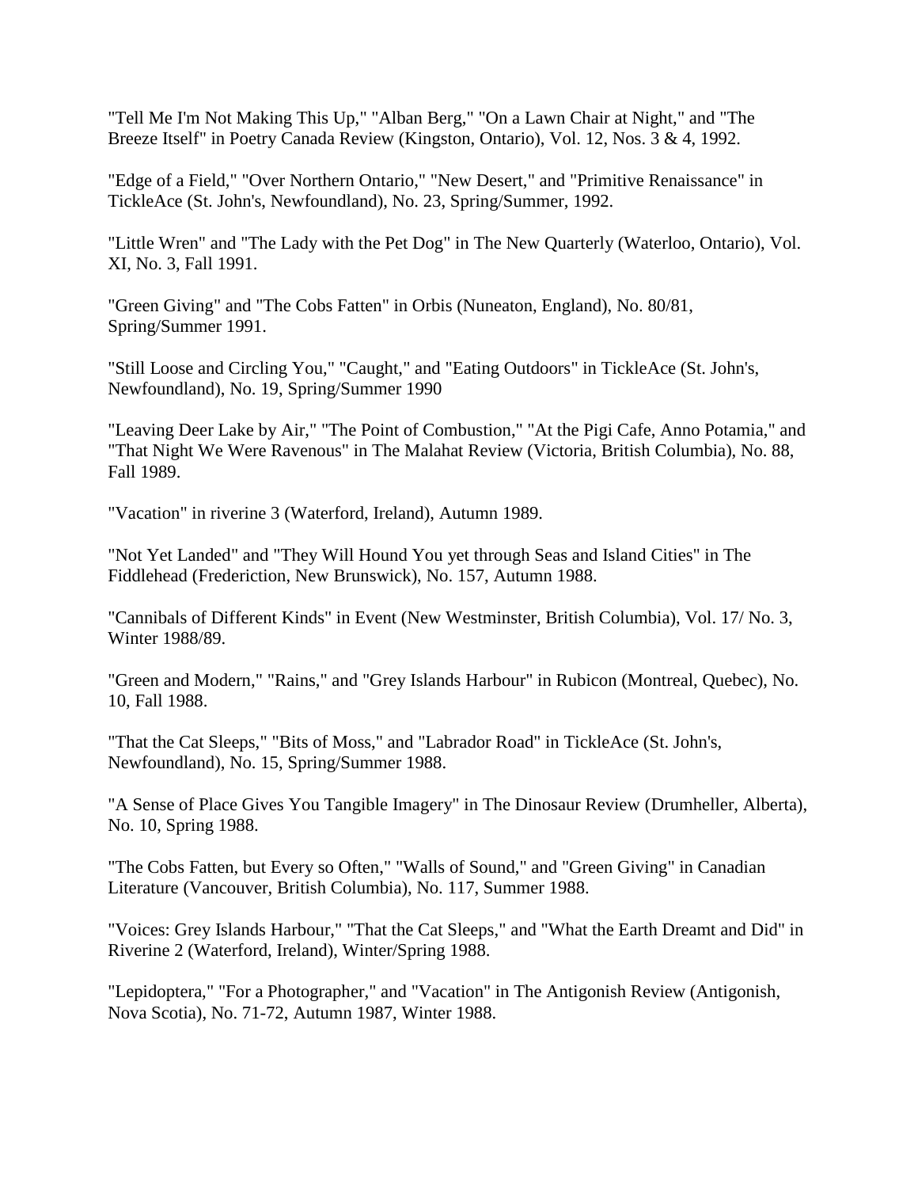"Tell Me I'm Not Making This Up," "Alban Berg," "On a Lawn Chair at Night," and "The Breeze Itself" in Poetry Canada Review (Kingston, Ontario), Vol. 12, Nos. 3 & 4, 1992.

"Edge of a Field," "Over Northern Ontario," "New Desert," and "Primitive Renaissance" in TickleAce (St. John's, Newfoundland), No. 23, Spring/Summer, 1992.

"Little Wren" and "The Lady with the Pet Dog" in The New Quarterly (Waterloo, Ontario), Vol. XI, No. 3, Fall 1991.

"Green Giving" and "The Cobs Fatten" in Orbis (Nuneaton, England), No. 80/81, Spring/Summer 1991.

"Still Loose and Circling You," "Caught," and "Eating Outdoors" in TickleAce (St. John's, Newfoundland), No. 19, Spring/Summer 1990

"Leaving Deer Lake by Air," "The Point of Combustion," "At the Pigi Cafe, Anno Potamia," and "That Night We Were Ravenous" in The Malahat Review (Victoria, British Columbia), No. 88, Fall 1989.

"Vacation" in riverine 3 (Waterford, Ireland), Autumn 1989.

"Not Yet Landed" and "They Will Hound You yet through Seas and Island Cities" in The Fiddlehead (Frederiction, New Brunswick), No. 157, Autumn 1988.

"Cannibals of Different Kinds" in Event (New Westminster, British Columbia), Vol. 17/ No. 3, Winter 1988/89.

"Green and Modern," "Rains," and "Grey Islands Harbour" in Rubicon (Montreal, Quebec), No. 10, Fall 1988.

"That the Cat Sleeps," "Bits of Moss," and "Labrador Road" in TickleAce (St. John's, Newfoundland), No. 15, Spring/Summer 1988.

"A Sense of Place Gives You Tangible Imagery" in The Dinosaur Review (Drumheller, Alberta), No. 10, Spring 1988.

"The Cobs Fatten, but Every so Often," "Walls of Sound," and "Green Giving" in Canadian Literature (Vancouver, British Columbia), No. 117, Summer 1988.

"Voices: Grey Islands Harbour," "That the Cat Sleeps," and "What the Earth Dreamt and Did" in Riverine 2 (Waterford, Ireland), Winter/Spring 1988.

"Lepidoptera," "For a Photographer," and "Vacation" in The Antigonish Review (Antigonish, Nova Scotia), No. 71-72, Autumn 1987, Winter 1988.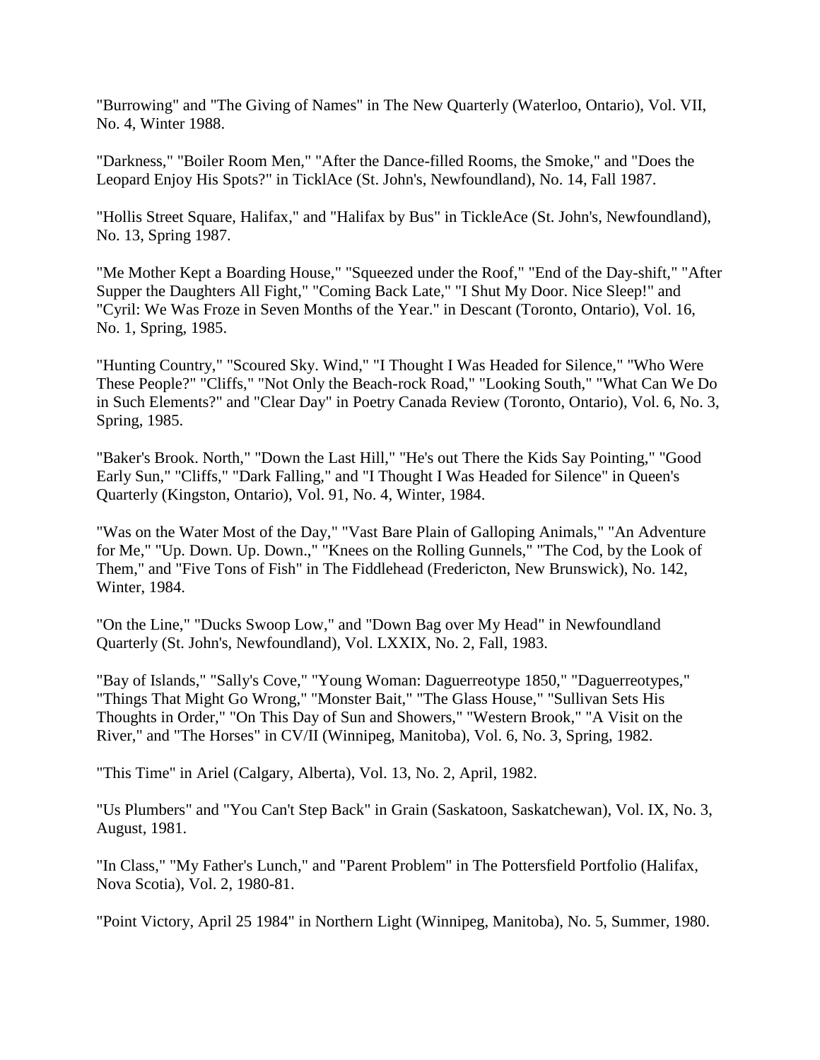"Burrowing" and "The Giving of Names" in The New Quarterly (Waterloo, Ontario), Vol. VII, No. 4, Winter 1988.

"Darkness," "Boiler Room Men," "After the Dance-filled Rooms, the Smoke," and "Does the Leopard Enjoy His Spots?" in TicklAce (St. John's, Newfoundland), No. 14, Fall 1987.

"Hollis Street Square, Halifax," and "Halifax by Bus" in TickleAce (St. John's, Newfoundland), No. 13, Spring 1987.

"Me Mother Kept a Boarding House," "Squeezed under the Roof," "End of the Day-shift," "After Supper the Daughters All Fight," "Coming Back Late," "I Shut My Door. Nice Sleep!" and "Cyril: We Was Froze in Seven Months of the Year." in Descant (Toronto, Ontario), Vol. 16, No. 1, Spring, 1985.

"Hunting Country," "Scoured Sky. Wind," "I Thought I Was Headed for Silence," "Who Were These People?" "Cliffs," "Not Only the Beach-rock Road," "Looking South," "What Can We Do in Such Elements?" and "Clear Day" in Poetry Canada Review (Toronto, Ontario), Vol. 6, No. 3, Spring, 1985.

"Baker's Brook. North," "Down the Last Hill," "He's out There the Kids Say Pointing," "Good Early Sun," "Cliffs," "Dark Falling," and "I Thought I Was Headed for Silence" in Queen's Quarterly (Kingston, Ontario), Vol. 91, No. 4, Winter, 1984.

"Was on the Water Most of the Day," "Vast Bare Plain of Galloping Animals," "An Adventure for Me," "Up. Down. Up. Down.," "Knees on the Rolling Gunnels," "The Cod, by the Look of Them," and "Five Tons of Fish" in The Fiddlehead (Fredericton, New Brunswick), No. 142, Winter, 1984.

"On the Line," "Ducks Swoop Low," and "Down Bag over My Head" in Newfoundland Quarterly (St. John's, Newfoundland), Vol. LXXIX, No. 2, Fall, 1983.

"Bay of Islands," "Sally's Cove," "Young Woman: Daguerreotype 1850," "Daguerreotypes," "Things That Might Go Wrong," "Monster Bait," "The Glass House," "Sullivan Sets His Thoughts in Order," "On This Day of Sun and Showers," "Western Brook," "A Visit on the River," and "The Horses" in CV/II (Winnipeg, Manitoba), Vol. 6, No. 3, Spring, 1982.

"This Time" in Ariel (Calgary, Alberta), Vol. 13, No. 2, April, 1982.

"Us Plumbers" and "You Can't Step Back" in Grain (Saskatoon, Saskatchewan), Vol. IX, No. 3, August, 1981.

"In Class," "My Father's Lunch," and "Parent Problem" in The Pottersfield Portfolio (Halifax, Nova Scotia), Vol. 2, 1980-81.

"Point Victory, April 25 1984" in Northern Light (Winnipeg, Manitoba), No. 5, Summer, 1980.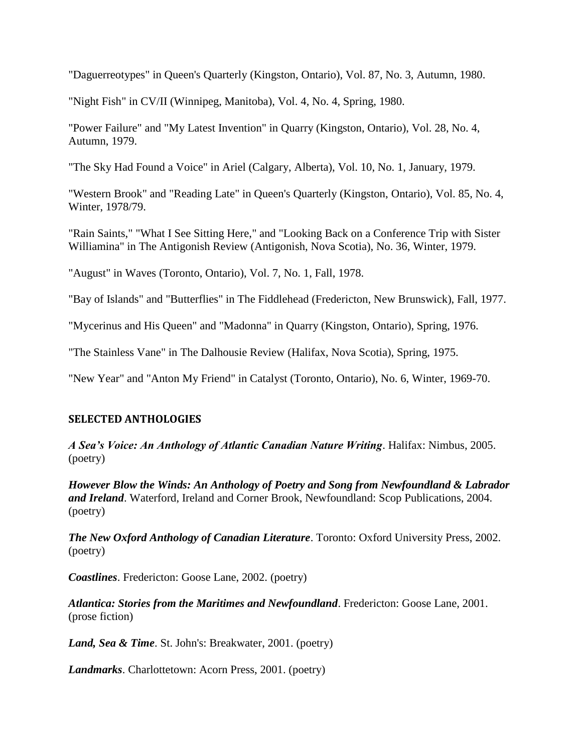"Daguerreotypes" in Queen's Quarterly (Kingston, Ontario), Vol. 87, No. 3, Autumn, 1980.

"Night Fish" in CV/II (Winnipeg, Manitoba), Vol. 4, No. 4, Spring, 1980.

"Power Failure" and "My Latest Invention" in Quarry (Kingston, Ontario), Vol. 28, No. 4, Autumn, 1979.

"The Sky Had Found a Voice" in Ariel (Calgary, Alberta), Vol. 10, No. 1, January, 1979.

"Western Brook" and "Reading Late" in Queen's Quarterly (Kingston, Ontario), Vol. 85, No. 4, Winter, 1978/79.

"Rain Saints," "What I See Sitting Here," and "Looking Back on a Conference Trip with Sister Williamina" in The Antigonish Review (Antigonish, Nova Scotia), No. 36, Winter, 1979.

"August" in Waves (Toronto, Ontario), Vol. 7, No. 1, Fall, 1978.

"Bay of Islands" and "Butterflies" in The Fiddlehead (Fredericton, New Brunswick), Fall, 1977.

"Mycerinus and His Queen" and "Madonna" in Quarry (Kingston, Ontario), Spring, 1976.

"The Stainless Vane" in The Dalhousie Review (Halifax, Nova Scotia), Spring, 1975.

"New Year" and "Anton My Friend" in Catalyst (Toronto, Ontario), No. 6, Winter, 1969-70.

## SELECTED ANTHOLOGIES

***A Sea's Voice: An Anthology of Atlantic Canadian Nature Writing***. Halifax: Nimbus, 2005. (poetry)

***However Blow the Winds: An Anthology of Poetry and Song from Newfoundland & Labrador and Ireland***. Waterford, Ireland and Corner Brook, Newfoundland: Scop Publications, 2004. (poetry)

***The New Oxford Anthology of Canadian Literature***. Toronto: Oxford University Press, 2002. (poetry)

***Coastlines***. Fredericton: Goose Lane, 2002. (poetry)

***Atlantica: Stories from the Maritimes and Newfoundland***. Fredericton: Goose Lane, 2001. (prose fiction)

***Land, Sea & Time***. St. John's: Breakwater, 2001. (poetry)

***Landmarks***. Charlottetown: Acorn Press, 2001. (poetry)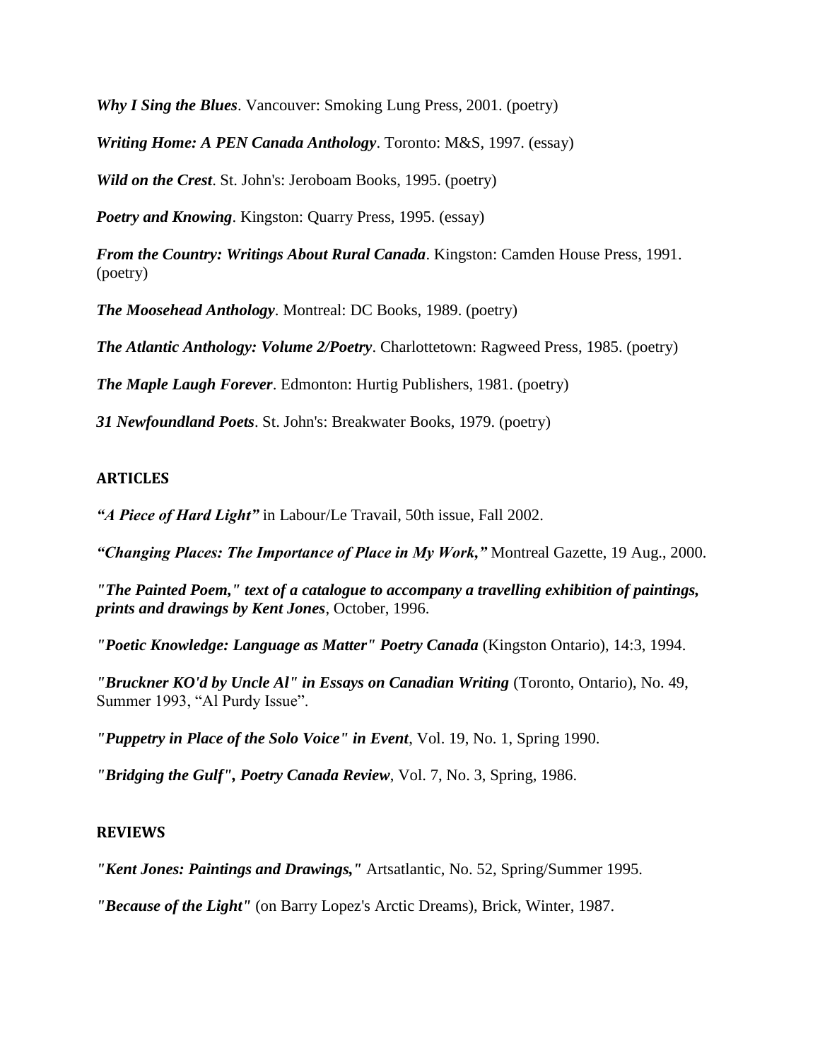***Why I Sing the Blues***. Vancouver: Smoking Lung Press, 2001. (poetry)

***Writing Home: A PEN Canada Anthology***. Toronto: M&S, 1997. (essay)

***Wild on the Crest***. St. John's: Jeroboam Books, 1995. (poetry)

***Poetry and Knowing***. Kingston: Quarry Press, 1995. (essay)

***From the Country: Writings About Rural Canada***. Kingston: Camden House Press, 1991. (poetry)

***The Moosehead Anthology***. Montreal: DC Books, 1989. (poetry)

***The Atlantic Anthology: Volume 2/Poetry***. Charlottetown: Ragweed Press, 1985. (poetry)

***The Maple Laugh Forever***. Edmonton: Hurtig Publishers, 1981. (poetry)

***31 Newfoundland Poets***. St. John's: Breakwater Books, 1979. (poetry)

## ARTICLES

***"A Piece of Hard Light"*** in Labour/Le Travail, 50th issue, Fall 2002.

***"Changing Places: The Importance of Place in My Work,"*** Montreal Gazette, 19 Aug., 2000.

***"The Painted Poem," text of a catalogue to accompany a travelling exhibition of paintings, prints and drawings by Kent Jones***, October, 1996.

***"Poetic Knowledge: Language as Matter" Poetry Canada*** (Kingston Ontario), 14:3, 1994.

***"Bruckner KO'd by Uncle Al" in Essays on Canadian Writing*** (Toronto, Ontario), No. 49, Summer 1993, "Al Purdy Issue".

***"Puppetry in Place of the Solo Voice" in Event***, Vol. 19, No. 1, Spring 1990.

***"Bridging the Gulf", Poetry Canada Review***, Vol. 7, No. 3, Spring, 1986.

## REVIEWS

***"Kent Jones: Paintings and Drawings,"*** Artsatlantic, No. 52, Spring/Summer 1995.

***"Because of the Light"*** (on Barry Lopez's Arctic Dreams), Brick, Winter, 1987.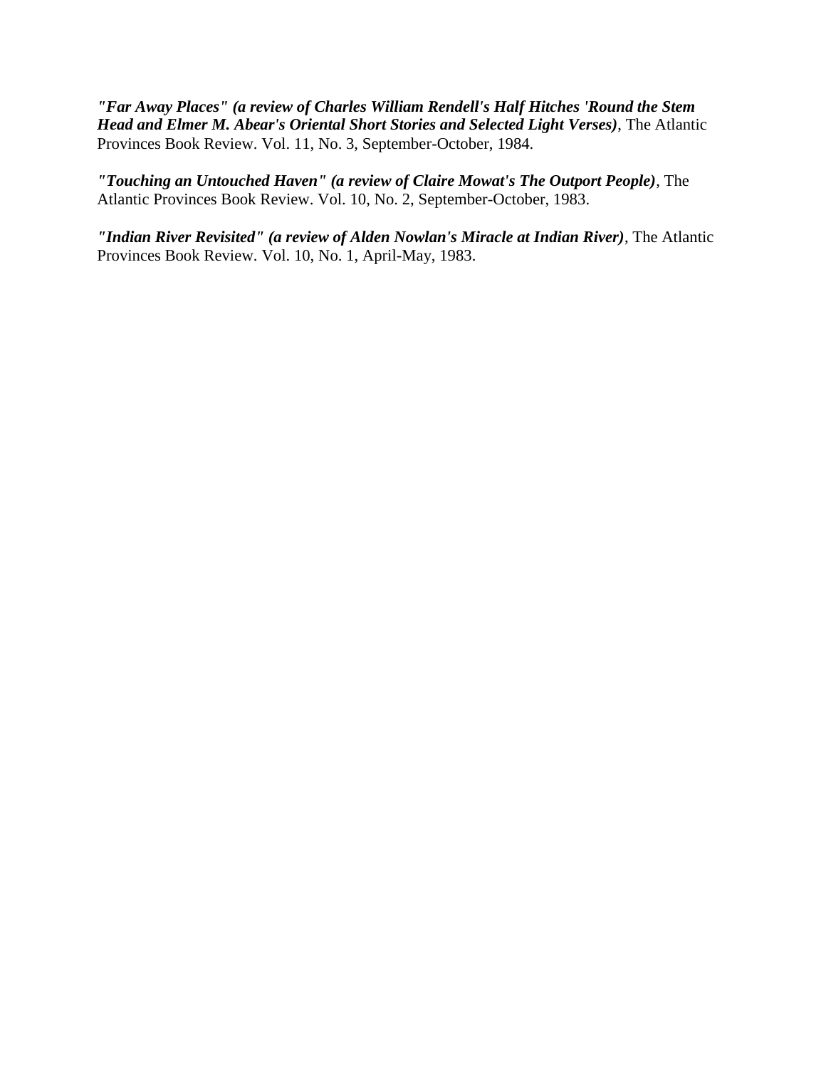***"Far Away Places" (a review of Charles William Rendell's Half Hitches 'Round the Stem Head and Elmer M. Abear's Oriental Short Stories and Selected Light Verses)***, The Atlantic Provinces Book Review. Vol. 11, No. 3, September-October, 1984.

***"Touching an Untouched Haven" (a review of Claire Mowat's The Outport People)***, The Atlantic Provinces Book Review. Vol. 10, No. 2, September-October, 1983.

***"Indian River Revisited" (a review of Alden Nowlan's Miracle at Indian River)***, The Atlantic Provinces Book Review. Vol. 10, No. 1, April-May, 1983.